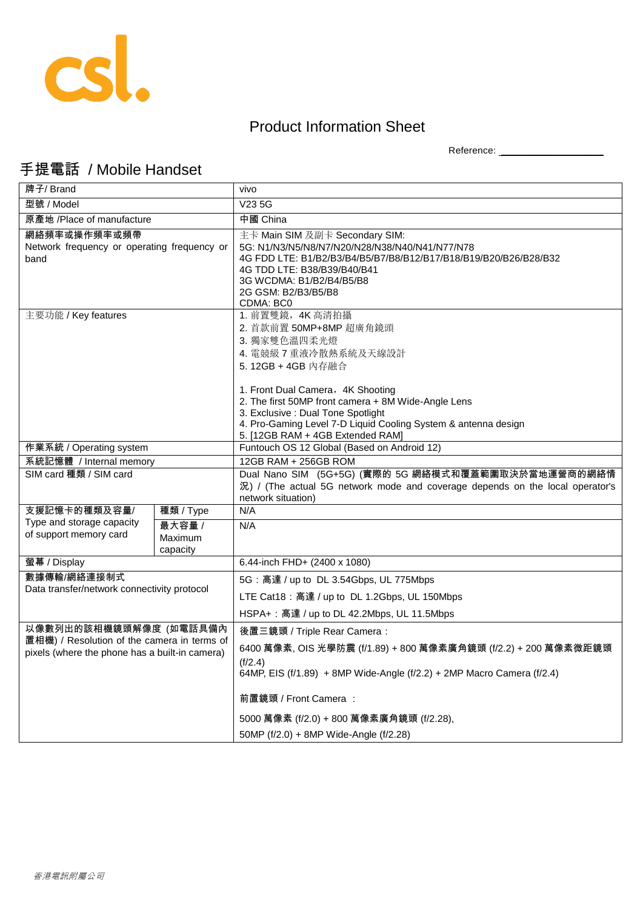csl.

# Product Information Sheet

Reference: ____________________

## 手提電話 / Mobile Handset

| 牌子/ Brand | | vivo |
|---|---|---|
| 型號 / Model | | V23 5G |
| 原產地 /Place of manufacture | | 中國 China |
| 網絡頻率或操作頻率或頻帶<br>Network frequency or operating frequency or band | | 主卡 Main SIM 及副卡 Secondary SIM:<br>5G: N1/N3/N5/N8/N7/N20/N28/N38/N40/N41/N77/N78<br>4G FDD LTE: B1/B2/B3/B4/B5/B7/B8/B12/B17/B18/B19/B20/B26/B28/B32<br>4G TDD LTE: B38/B39/B40/B41<br>3G WCDMA: B1/B2/B4/B5/B8<br>2G GSM: B2/B3/B5/B8<br>CDMA: BC0 |
| 主要功能 / Key features | | 1. 前置雙鏡，4K 高清拍攝<br>2. 首款前置 50MP+8MP 超廣角鏡頭<br>3. 獨家雙色溫四柔光燈<br>4. 電競級 7 重液冷散熱系統及天線設計<br>5. 12GB + 4GB 內存融合<br><br>1. Front Dual Camera，4K Shooting<br>2. The first 50MP front camera + 8M Wide-Angle Lens<br>3. Exclusive : Dual Tone Spotlight<br>4. Pro-Gaming Level 7-D Liquid Cooling System & antenna design<br>5. [12GB RAM + 4GB Extended RAM] |
| 作業系統 / Operating system | | Funtouch OS 12 Global (Based on Android 12) |
| 系統記憶體 / Internal memory | | 12GB RAM + 256GB ROM |
| SIM card 種類 / SIM card | | Dual Nano SIM (5G+5G) (實際的 5G 網絡模式和覆蓋範圍取決於當地運營商的網絡情況) / (The actual 5G network mode and coverage depends on the local operator's network situation) |
| 支援記憶卡的種類及容量/<br>Type and storage capacity of support memory card | 種類 / Type | N/A |
| | 最大容量 / Maximum capacity | N/A |
| 螢幕 / Display | | 6.44-inch FHD+ (2400 x 1080) |
| 數據傳輸/網絡連接制式<br>Data transfer/network connectivity protocol | | 5G：高達 / up to DL 3.54Gbps, UL 775Mbps<br>LTE Cat18：高達 / up to DL 1.2Gbps, UL 150Mbps<br>HSPA+：高達 / up to DL 42.2Mbps, UL 11.5Mbps |
| 以像數列出的該相機鏡頭解像度 (如電話具備內置相機) / Resolution of the camera in terms of pixels (where the phone has a built-in camera) | | 後置三鏡頭 / Triple Rear Camera：<br>6400 萬像素, OIS 光學防震 (f/1.89) + 800 萬像素廣角鏡頭 (f/2.2) + 200 萬像素微距鏡頭 (f/2.4)<br>64MP, EIS (f/1.89) + 8MP Wide-Angle (f/2.2) + 2MP Macro Camera (f/2.4)<br><br>前置鏡頭 / Front Camera ：<br>5000 萬像素 (f/2.0) + 800 萬像素廣角鏡頭 (f/2.28),<br>50MP (f/2.0) + 8MP Wide-Angle (f/2.28) |

*香港電訊附屬公司*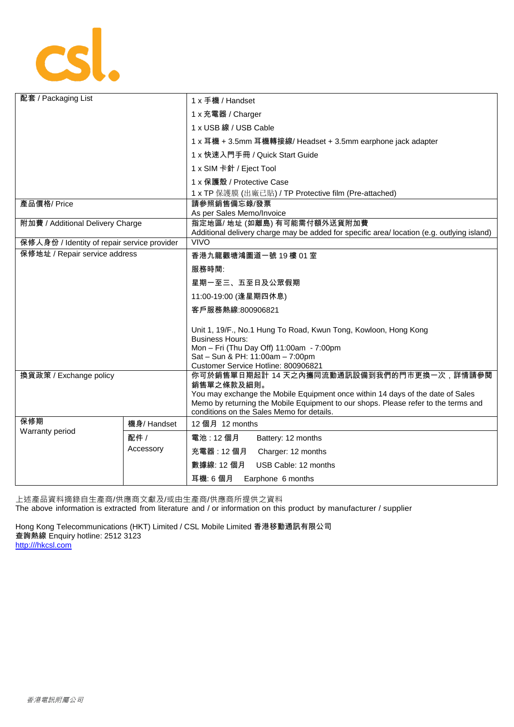csl.

| | | |
|---|---|---|
| 配套 / Packaging List | | 1 x 手機 / Handset<br>1 x 充電器 / Charger<br>1 x USB 線 / USB Cable<br>1 x 耳機 + 3.5mm 耳機轉接線/ Headset + 3.5mm earphone jack adapter<br>1 x 快速入門手冊 / Quick Start Guide<br>1 x SIM 卡針 / Eject Tool<br>1 x 保護殼 / Protective Case<br>1 x TP 保護膜 (出廠已貼) / TP Protective film (Pre-attached) |
| 產品價格/ Price | | 請參照銷售備忘錄/發票<br>As per Sales Memo/Invoice |
| 附加費 / Additional Delivery Charge | | 指定地區/ 地址 (如離島) 有可能需付額外送貨附加費<br>Additional delivery charge may be added for specific area/ location (e.g. outlying island) |
| 保修人身份 / Identity of repair service provider | | VIVO |
| 保修地址 / Repair service address | | 香港九龍觀塘鴻圖道一號 19 樓 01 室<br>服務時間:<br>星期一至三、五至日及公眾假期<br>11:00-19:00 (逢星期四休息)<br>客戶服務熱線:800906821<br><br>Unit 1, 19/F., No.1 Hung To Road, Kwun Tong, Kowloon, Hong Kong<br>Business Hours:<br>Mon – Fri (Thu Day Off) 11:00am - 7:00pm<br>Sat – Sun & PH: 11:00am – 7:00pm<br>Customer Service Hotline: 800906821 |
| 換貨政策 / Exchange policy | | 你可於銷售單日期起計 14 天之內攜同流動通訊設備到我們的門市更換一次，詳情請參閱銷售單之條款及細則。<br>You may exchange the Mobile Equipment once within 14 days of the date of Sales Memo by returning the Mobile Equipment to our shops. Please refer to the terms and conditions on the Sales Memo for details. |
| 保修期<br>Warranty period | 機身/ Handset | 12 個月 12 months |
| | 配件 /<br>Accessory | 電池 : 12 個月 Battery: 12 months<br>充電器 : 12 個月 Charger: 12 months<br>數據線: 12 個月 USB Cable: 12 months<br>耳機: 6 個月 Earphone 6 months |

上述產品資料摘錄自生產商/供應商文獻及/或由生產商/供應商所提供之資料
The above information is extracted from literature and / or information on this product by manufacturer / supplier

Hong Kong Telecommunications (HKT) Limited / CSL Mobile Limited 香港移動通訊有限公司
查詢熱線 Enquiry hotline: 2512 3123
http:///hkcsl.com

*香港電訊附屬公司*